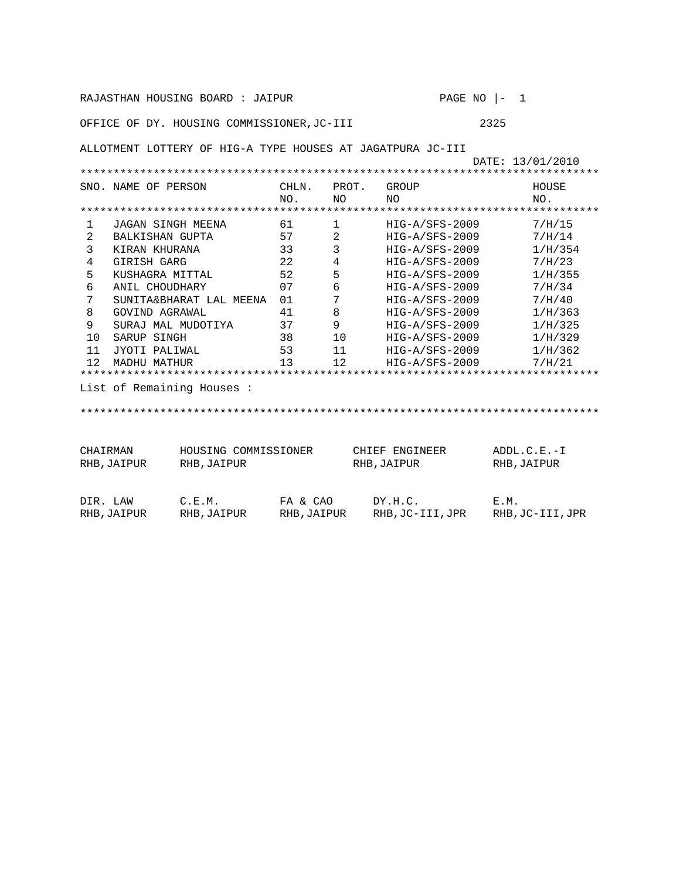RAJASTHAN HOUSING BOARD : JAIPUR

OFFICE OF DY. HOUSING COMMISSIONER,JC-III 2325

ALLOTMENT LOTTERY OF HIG-A TYPE HOUSES AT JAGATPURA JC-III

DATE: 13/01/2010

| SNO. | NAME OF PERSON | CHLN. NO. | PROT. NO | GROUP NO | HOUSE NO. |
|---|---|---|---|---|---|
| 1 | JAGAN SINGH MEENA | 61 | 1 | HIG-A/SFS-2009 | 7/H/15 |
| 2 | BALKISHAN GUPTA | 57 | 2 | HIG-A/SFS-2009 | 7/H/14 |
| 3 | KIRAN KHURANA | 33 | 3 | HIG-A/SFS-2009 | 1/H/354 |
| 4 | GIRISH GARG | 22 | 4 | HIG-A/SFS-2009 | 7/H/23 |
| 5 | KUSHAGRA MITTAL | 52 | 5 | HIG-A/SFS-2009 | 1/H/355 |
| 6 | ANIL CHOUDHARY | 07 | 6 | HIG-A/SFS-2009 | 7/H/34 |
| 7 | SUNITA&BHARAT LAL MEENA | 01 | 7 | HIG-A/SFS-2009 | 7/H/40 |
| 8 | GOVIND AGRAWAL | 41 | 8 | HIG-A/SFS-2009 | 1/H/363 |
| 9 | SURAJ MAL MUDOTIYA | 37 | 9 | HIG-A/SFS-2009 | 1/H/325 |
| 10 | SARUP SINGH | 38 | 10 | HIG-A/SFS-2009 | 1/H/329 |
| 11 | JYOTI PALIWAL | 53 | 11 | HIG-A/SFS-2009 | 1/H/362 |
| 12 | MADHU MATHUR | 13 | 12 | HIG-A/SFS-2009 | 7/H/21 |

List of Remaining Houses :

| | | | | |
|---|---|---|---|---|
| CHAIRMAN RHB,JAIPUR | HOUSING COMMISSIONER RHB,JAIPUR | | CHIEF ENGINEER RHB,JAIPUR | ADDL.C.E.-I RHB,JAIPUR |
| DIR. LAW RHB,JAIPUR | C.E.M. RHB,JAIPUR | FA & CAO RHB,JAIPUR | DY.H.C. RHB,JC-III,JPR | E.M. RHB,JC-III,JPR |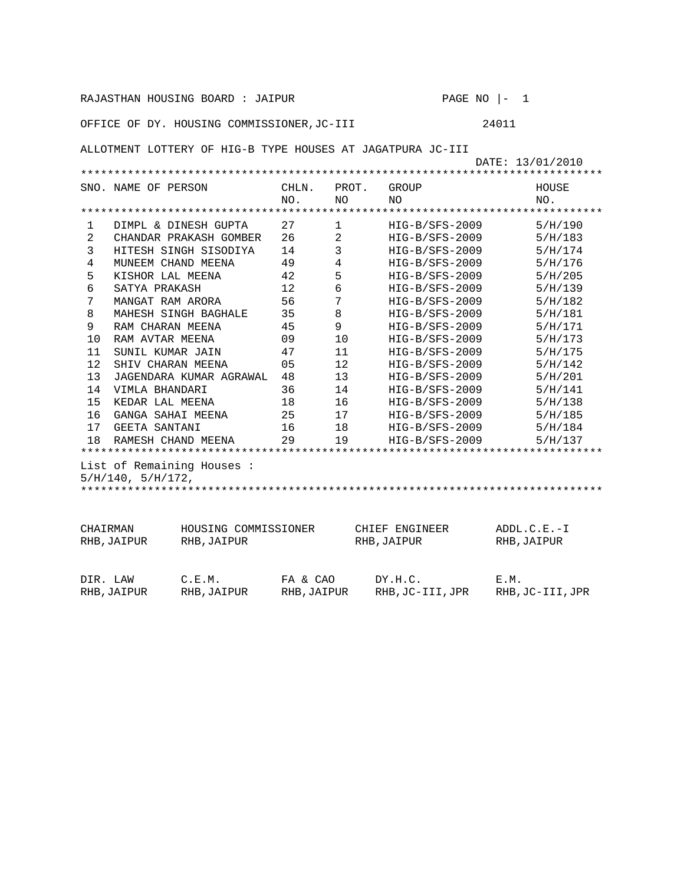RAJASTHAN HOUSING BOARD : JAIPUR

OFFICE OF DY. HOUSING COMMISSIONER, JC-III 24011

ALLOTMENT LOTTERY OF HIG-B TYPE HOUSES AT JAGATPURA JC-III

DATE: 13/01/2010

| SNO. | NAME OF PERSON | CHLN. NO. | PROT. NO | GROUP NO | HOUSE NO. |
|---|---|---|---|---|---|
| 1 | DIMPL & DINESH GUPTA | 27 | 1 | HIG-B/SFS-2009 | 5/H/190 |
| 2 | CHANDAR PRAKASH GOMBER | 26 | 2 | HIG-B/SFS-2009 | 5/H/183 |
| 3 | HITESH SINGH SISODIYA | 14 | 3 | HIG-B/SFS-2009 | 5/H/174 |
| 4 | MUNEEM CHAND MEENA | 49 | 4 | HIG-B/SFS-2009 | 5/H/176 |
| 5 | KISHOR LAL MEENA | 42 | 5 | HIG-B/SFS-2009 | 5/H/205 |
| 6 | SATYA PRAKASH | 12 | 6 | HIG-B/SFS-2009 | 5/H/139 |
| 7 | MANGAT RAM ARORA | 56 | 7 | HIG-B/SFS-2009 | 5/H/182 |
| 8 | MAHESH SINGH BAGHALE | 35 | 8 | HIG-B/SFS-2009 | 5/H/181 |
| 9 | RAM CHARAN MEENA | 45 | 9 | HIG-B/SFS-2009 | 5/H/171 |
| 10 | RAM AVTAR MEENA | 09 | 10 | HIG-B/SFS-2009 | 5/H/173 |
| 11 | SUNIL KUMAR JAIN | 47 | 11 | HIG-B/SFS-2009 | 5/H/175 |
| 12 | SHIV CHARAN MEENA | 05 | 12 | HIG-B/SFS-2009 | 5/H/142 |
| 13 | JAGENDARA KUMAR AGRAWAL | 48 | 13 | HIG-B/SFS-2009 | 5/H/201 |
| 14 | VIMLA BHANDARI | 36 | 14 | HIG-B/SFS-2009 | 5/H/141 |
| 15 | KEDAR LAL MEENA | 18 | 16 | HIG-B/SFS-2009 | 5/H/138 |
| 16 | GANGA SAHAI MEENA | 25 | 17 | HIG-B/SFS-2009 | 5/H/185 |
| 17 | GEETA SANTANI | 16 | 18 | HIG-B/SFS-2009 | 5/H/184 |
| 18 | RAMESH CHAND MEENA | 29 | 19 | HIG-B/SFS-2009 | 5/H/137 |

List of Remaining Houses :
5/H/140, 5/H/172,

| | | | |
|---|---|---|---|
| CHAIRMAN RHB, JAIPUR | HOUSING COMMISSIONER RHB, JAIPUR | CHIEF ENGINEER RHB, JAIPUR | ADDL.C.E.-I RHB, JAIPUR |

| | | | | |
|---|---|---|---|---|
| DIR. LAW RHB, JAIPUR | C.E.M. RHB, JAIPUR | FA & CAO RHB, JAIPUR | DY.H.C. RHB, JC-III, JPR | E.M. RHB, JC-III, JPR |